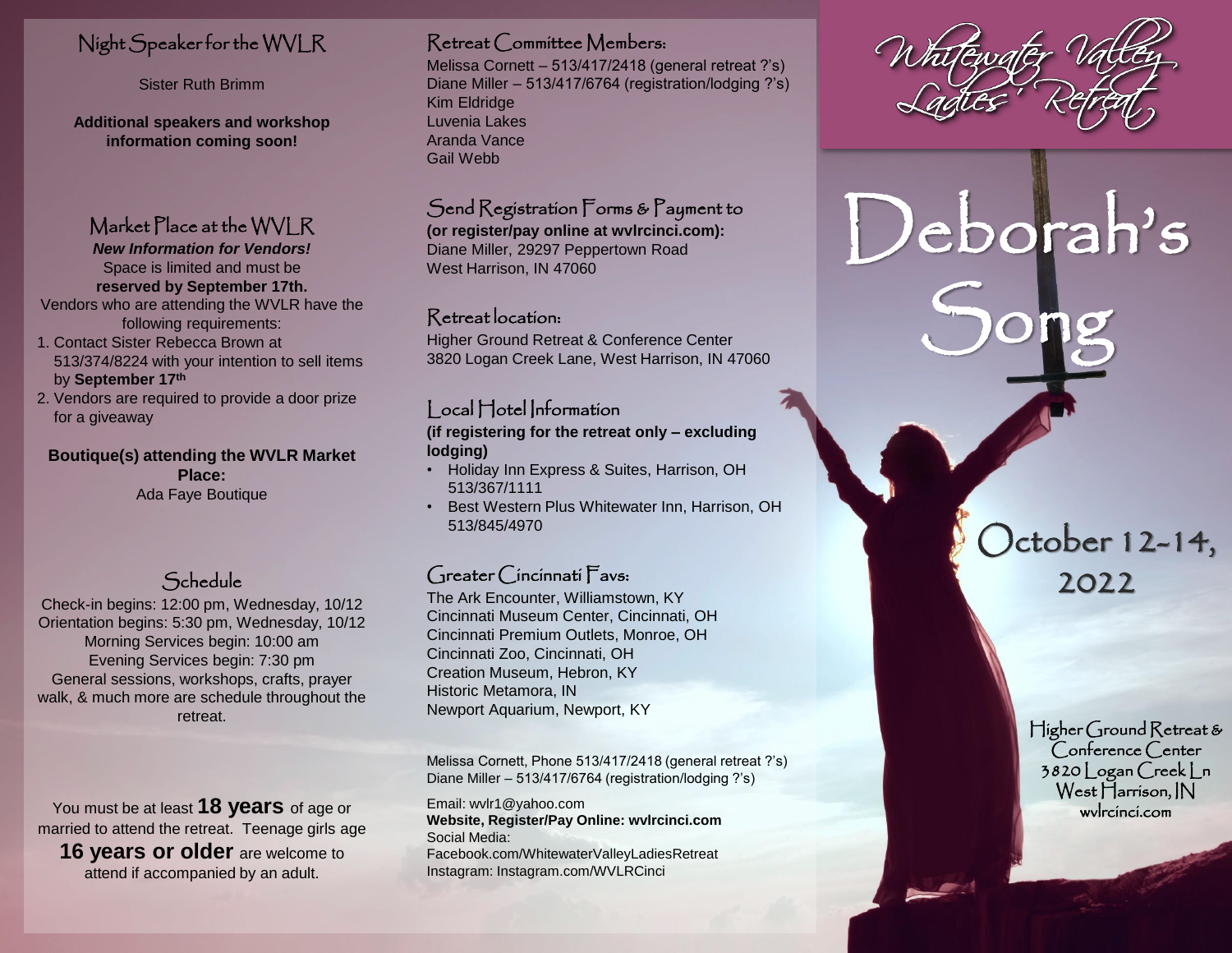## Night Speaker for the WVLR

Sister Ruth Brimm

**Additional speakers and workshop information coming soon!**

## Market Place at the WVLR

***New Information for Vendors!***

Space is limited and must be **reserved by September 17th.**

Vendors who are attending the WVLR have the following requirements:

1. Contact Sister Rebecca Brown at 513/374/8224 with your intention to sell items by **September 17th**
2. Vendors are required to provide a door prize for a giveaway

**Boutique(s) attending the WVLR Market Place:**
Ada Faye Boutique

## Schedule

Check-in begins: 12:00 pm, Wednesday, 10/12
Orientation begins: 5:30 pm, Wednesday, 10/12
Morning Services begin: 10:00 am
Evening Services begin: 7:30 pm
General sessions, workshops, crafts, prayer walk, & much more are schedule throughout the retreat.

You must be at least **18 years** of age or married to attend the retreat. Teenage girls age **16 years or older** are welcome to attend if accompanied by an adult.

## Retreat Committee Members:

Melissa Cornett – 513/417/2418 (general retreat ?'s)
Diane Miller – 513/417/6764 (registration/lodging ?'s)
Kim Eldridge
Luvenia Lakes
Aranda Vance
Gail Webb

## Send Registration Forms & Payment to

**(or register/pay online at wvlrcinci.com):**
Diane Miller, 29297 Peppertown Road
West Harrison, IN 47060

## Retreat location:

Higher Ground Retreat & Conference Center
3820 Logan Creek Lane, West Harrison, IN 47060

## Local Hotel Information

**(if registering for the retreat only – excluding lodging)**

- Holiday Inn Express & Suites, Harrison, OH 513/367/1111
- Best Western Plus Whitewater Inn, Harrison, OH 513/845/4970

## Greater Cincinnati Favs:

The Ark Encounter, Williamstown, KY
Cincinnati Museum Center, Cincinnati, OH
Cincinnati Premium Outlets, Monroe, OH
Cincinnati Zoo, Cincinnati, OH
Creation Museum, Hebron, KY
Historic Metamora, IN
Newport Aquarium, Newport, KY

Melissa Cornett, Phone 513/417/2418 (general retreat ?'s)
Diane Miller – 513/417/6764 (registration/lodging ?'s)

Email: wvlr1@yahoo.com
**Website, Register/Pay Online: wvlrcinci.com**
Social Media:
Facebook.com/WhitewaterValleyLadiesRetreat
Instagram: Instagram.com/WVLRCinci

# Whitewater Valley Ladies' Retreat

# Deborah's Song

## October 12-14, 2022

Higher Ground Retreat & Conference Center
3820 Logan Creek Ln
West Harrison, IN
wvlrcinci.com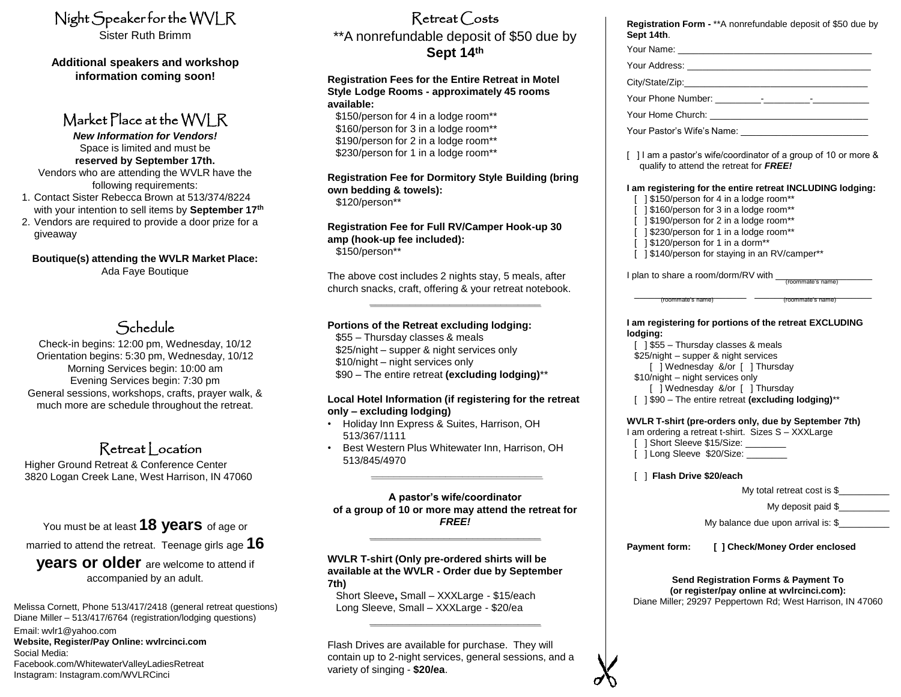## Night Speaker for the WVLR

Sister Ruth Brimm

**Additional speakers and workshop information coming soon!**

## Market Place at the WVLR

***New Information for Vendors!***

Space is limited and must be **reserved by September 17th.**

Vendors who are attending the WVLR have the following requirements:

1. Contact Sister Rebecca Brown at 513/374/8224 with your intention to sell items by **September 17th**
2. Vendors are required to provide a door prize for a giveaway

**Boutique(s) attending the WVLR Market Place:**

Ada Faye Boutique

## Schedule

Check-in begins: 12:00 pm, Wednesday, 10/12
Orientation begins: 5:30 pm, Wednesday, 10/12
Morning Services begin: 10:00 am
Evening Services begin: 7:30 pm
General sessions, workshops, crafts, prayer walk, & much more are schedule throughout the retreat.

## Retreat Location

Higher Ground Retreat & Conference Center
3820 Logan Creek Lane, West Harrison, IN 47060

You must be at least **18 years** of age or married to attend the retreat. Teenage girls age **16 years or older** are welcome to attend if accompanied by an adult.

Melissa Cornett, Phone 513/417/2418 (general retreat questions)
Diane Miller – 513/417/6764 (registration/lodging questions)
Email: wvlr1@yahoo.com
**Website, Register/Pay Online: wvlrcinci.com**
Social Media:
Facebook.com/WhitewaterValleyLadiesRetreat
Instagram: Instagram.com/WVLRCinci

## Retreat Costs

**A nonrefundable deposit of $50 due by **Sept 14th**

**Registration Fees for the Entire Retreat in Motel Style Lodge Rooms - approximately 45 rooms available:**

$150/person for 4 in a lodge room**
$160/person for 3 in a lodge room**
$190/person for 2 in a lodge room**
$230/person for 1 in a lodge room**

**Registration Fee for Dormitory Style Building (bring own bedding & towels):**

$120/person**

**Registration Fee for Full RV/Camper Hook-up 30 amp (hook-up fee included):**

$150/person**

The above cost includes 2 nights stay, 5 meals, after church snacks, craft, offering & your retreat notebook.

---

**Portions of the Retreat excluding lodging:**

$55 – Thursday classes & meals
$25/night – supper & night services only
$10/night – night services only
$90 – The entire retreat **(excluding lodging)****

**Local Hotel Information (if registering for the retreat only – excluding lodging)**

- Holiday Inn Express & Suites, Harrison, OH 513/367/1111
- Best Western Plus Whitewater Inn, Harrison, OH 513/845/4970

---

**A pastor's wife/coordinator of a group of 10 or more may attend the retreat for *FREE!***

---

**WVLR T-shirt (Only pre-ordered shirts will be available at the WVLR - Order due by September 7th)**

Short Sleeve, Small – XXXLarge - $15/each
Long Sleeve, Small – XXXLarge - $20/ea

---

Flash Drives are available for purchase. They will contain up to 2-night services, general sessions, and a variety of singing - **$20/ea**.

---

**Registration Form -** **A nonrefundable deposit of $50 due by **Sept 14th**.

Your Name: ____________________
Your Address: ____________________
City/State/Zip: ____________________
Your Phone Number: ________-________-__________
Your Home Church: ____________________
Your Pastor's Wife's Name: ____________________

[ ] I am a pastor's wife/coordinator of a group of 10 or more & qualify to attend the retreat for ***FREE!***

**I am registering for the entire retreat INCLUDING lodging:**

[ ] $150/person for 4 in a lodge room**
[ ] $160/person for 3 in a lodge room**
[ ] $190/person for 2 in a lodge room**
[ ] $230/person for 1 in a lodge room**
[ ] $120/person for 1 in a dorm**
[ ] $140/person for staying in an RV/camper**

I plan to share a room/dorm/RV with ____________ (roommate's name)

____________ (roommate's name) ____________ (roommate's name)

**I am registering for portions of the retreat EXCLUDING lodging:**

[ ] $55 – Thursday classes & meals
$25/night – supper & night services
[ ] Wednesday &/or [ ] Thursday
$10/night – night services only
[ ] Wednesday &/or [ ] Thursday
[ ] $90 – The entire retreat **(excluding lodging)****

**WVLR T-shirt (pre-orders only, due by September 7th)**

I am ordering a retreat t-shirt. Sizes S – XXXLarge

[ ] Short Sleeve $15/Size: ________
[ ] Long Sleeve $20/Size: ________

[ ] **Flash Drive $20/each**

My total retreat cost is $__________
My deposit paid $__________
My balance due upon arrival is: $__________

**Payment form: [ ] Check/Money Order enclosed**

**Send Registration Forms & Payment To (or register/pay online at wvlrcinci.com):**

Diane Miller; 29297 Peppertown Rd; West Harrison, IN 47060